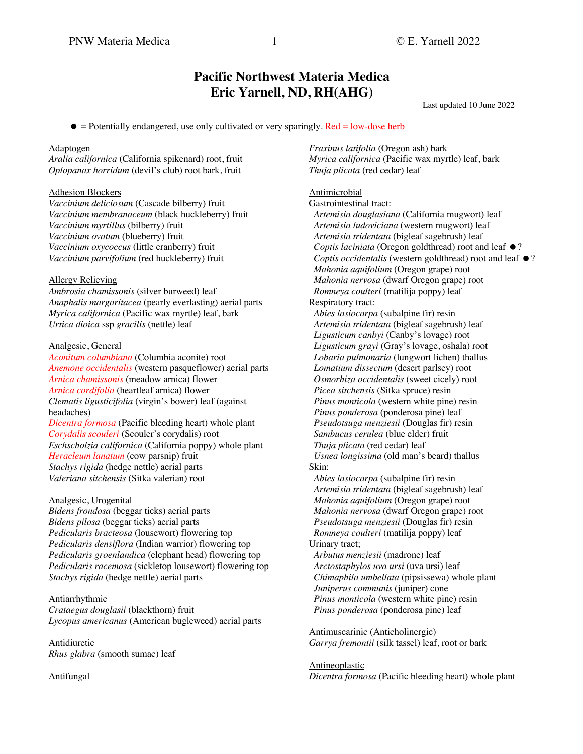# Pacific Northwest Materia Medica
# Eric Yarnell, ND, RH(AHG)

Last updated 10 June 2022

● = Potentially endangered, use only cultivated or very sparingly. Red = low-dose herb

Adaptogen
*Aralia californica* (California spikenard) root, fruit
*Oplopanax horridum* (devil's club) root bark, fruit

Adhesion Blockers
*Vaccinium deliciosum* (Cascade bilberry) fruit
*Vaccinium membranaceum* (black huckleberry) fruit
*Vaccinium myrtillus* (bilberry) fruit
*Vaccinium ovatum* (blueberry) fruit
*Vaccinium oxycoccus* (little cranberry) fruit
*Vaccinium parvifolium* (red huckleberry) fruit

Allergy Relieving
*Ambrosia chamissonis* (silver burweed) leaf
*Anaphalis margaritacea* (pearly everlasting) aerial parts
*Myrica californica* (Pacific wax myrtle) leaf, bark
*Urtica dioica* ssp *gracilis* (nettle) leaf

Analgesic, General
*Aconitum columbiana* (Columbia aconite) root
*Anemone occidentalis* (western pasqueflower) aerial parts
*Arnica chamissonis* (meadow arnica) flower
*Arnica cordifolia* (heartleaf arnica) flower
*Clematis ligusticifolia* (virgin's bower) leaf (against headaches)
*Dicentra formosa* (Pacific bleeding heart) whole plant
*Corydalis scouleri* (Scouler's corydalis) root
*Eschscholzia californica* (California poppy) whole plant
*Heracleum lanatum* (cow parsnip) fruit
*Stachys rigida* (hedge nettle) aerial parts
*Valeriana sitchensis* (Sitka valerian) root

Analgesic, Urogenital
*Bidens frondosa* (beggar ticks) aerial parts
*Bidens pilosa* (beggar ticks) aerial parts
*Pedicularis bracteosa* (lousewort) flowering top
*Pedicularis densiflora* (Indian warrior) flowering top
*Pedicularis groenlandica* (elephant head) flowering top
*Pedicularis racemosa* (sickletop lousewort) flowering top
*Stachys rigida* (hedge nettle) aerial parts

Antiarrhythmic
*Crataegus douglasii* (blackthorn) fruit
*Lycopus americanus* (American bugleweed) aerial parts

Antidiuretic
*Rhus glabra* (smooth sumac) leaf

Antifungal
*Fraxinus latifolia* (Oregon ash) bark
*Myrica californica* (Pacific wax myrtle) leaf, bark
*Thuja plicata* (red cedar) leaf

Antimicrobial
Gastrointestinal tract:
- *Artemisia douglasiana* (California mugwort) leaf
- *Artemisia ludoviciana* (western mugwort) leaf
- *Artemisia tridentata* (bigleaf sagebrush) leaf
- *Coptis laciniata* (Oregon goldthread) root and leaf ●?
- *Coptis occidentalis* (western goldthread) root and leaf ●?
- *Mahonia aquifolium* (Oregon grape) root
- *Mahonia nervosa* (dwarf Oregon grape) root
- *Romneya coulteri* (matilija poppy) leaf

Respiratory tract:
- *Abies lasiocarpa* (subalpine fir) resin
- *Artemisia tridentata* (bigleaf sagebrush) leaf
- *Ligusticum canbyi* (Canby's lovage) root
- *Ligusticum grayi* (Gray's lovage, oshala) root
- *Lobaria pulmonaria* (lungwort lichen) thallus
- *Lomatium dissectum* (desert parsley) root
- *Osmorhiza occidentalis* (sweet cicely) root
- *Picea sitchensis* (Sitka spruce) resin
- *Pinus monticola* (western white pine) resin
- *Pinus ponderosa* (ponderosa pine) leaf
- *Pseudotsuga menziesii* (Douglas fir) resin
- *Sambucus cerulea* (blue elder) fruit
- *Thuja plicata* (red cedar) leaf
- *Usnea longissima* (old man's beard) thallus

Skin:
- *Abies lasiocarpa* (subalpine fir) resin
- *Artemisia tridentata* (bigleaf sagebrush) leaf
- *Mahonia aquifolium* (Oregon grape) root
- *Mahonia nervosa* (dwarf Oregon grape) root
- *Pseudotsuga menziesii* (Douglas fir) resin
- *Romneya coulteri* (matilija poppy) leaf

Urinary tract;
- *Arbutus menziesii* (madrone) leaf
- *Arctostaphylos uva ursi* (uva ursi) leaf
- *Chimaphila umbellata* (pipsissewa) whole plant
- *Juniperus communis* (juniper) cone
- *Pinus monticola* (western white pine) resin
- *Pinus ponderosa* (ponderosa pine) leaf

Antimuscarinic (Anticholinergic)
*Garrya fremontii* (silk tassel) leaf, root or bark

Antineoplastic
*Dicentra formosa* (Pacific bleeding heart) whole plant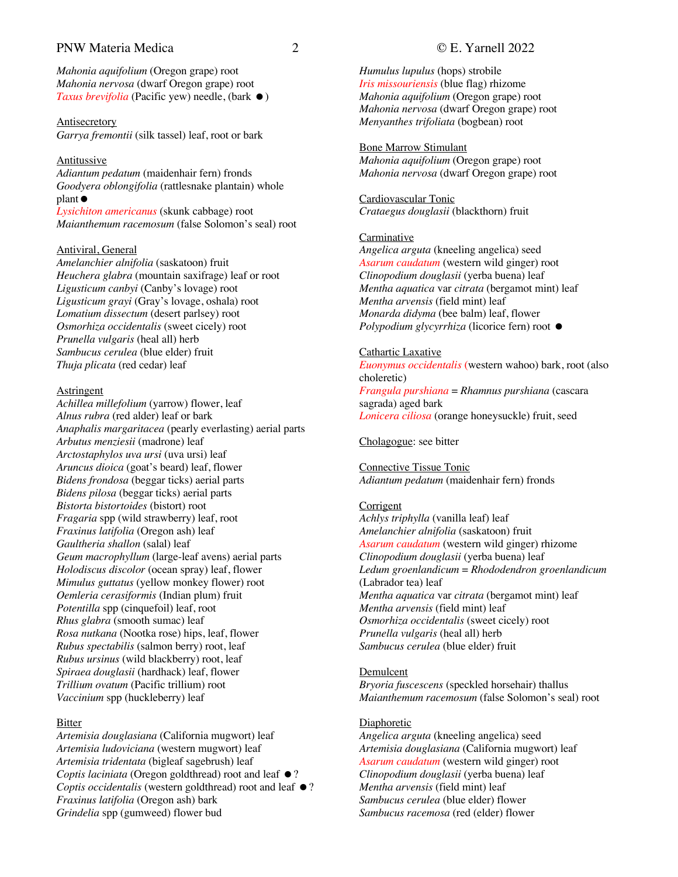*Mahonia aquifolium* (Oregon grape) root
*Mahonia nervosa* (dwarf Oregon grape) root
*Taxus brevifolia* (Pacific yew) needle, (bark ●)

Antisecretory
*Garrya fremontii* (silk tassel) leaf, root or bark

Antitussive
*Adiantum pedatum* (maidenhair fern) fronds
*Goodyera oblongifolia* (rattlesnake plantain) whole plant ●
*Lysichiton americanus* (skunk cabbage) root
*Maianthemum racemosum* (false Solomon's seal) root

Antiviral, General
*Amelanchier alnifolia* (saskatoon) fruit
*Heuchera glabra* (mountain saxifrage) leaf or root
*Ligusticum canbyi* (Canby's lovage) root
*Ligusticum grayi* (Gray's lovage, oshala) root
*Lomatium dissectum* (desert parsley) root
*Osmorhiza occidentalis* (sweet cicely) root
*Prunella vulgaris* (heal all) herb
*Sambucus cerulea* (blue elder) fruit
*Thuja plicata* (red cedar) leaf

Astringent
*Achillea millefolium* (yarrow) flower, leaf
*Alnus rubra* (red alder) leaf or bark
*Anaphalis margaritacea* (pearly everlasting) aerial parts
*Arbutus menziesii* (madrone) leaf
*Arctostaphylos uva ursi* (uva ursi) leaf
*Aruncus dioica* (goat's beard) leaf, flower
*Bidens frondosa* (beggar ticks) aerial parts
*Bidens pilosa* (beggar ticks) aerial parts
*Bistorta bistortoides* (bistort) root
*Fragaria* spp (wild strawberry) leaf, root
*Fraxinus latifolia* (Oregon ash) leaf
*Gaultheria shallon* (salal) leaf
*Geum macrophyllum* (large-leaf avens) aerial parts
*Holodiscus discolor* (ocean spray) leaf, flower
*Mimulus guttatus* (yellow monkey flower) root
*Oemleria cerasiformis* (Indian plum) fruit
*Potentilla* spp (cinquefoil) leaf, root
*Rhus glabra* (smooth sumac) leaf
*Rosa nutkana* (Nootka rose) hips, leaf, flower
*Rubus spectabilis* (salmon berry) root, leaf
*Rubus ursinus* (wild blackberry) root, leaf
*Spiraea douglasii* (hardhack) leaf, flower
*Trillium ovatum* (Pacific trillium) root
*Vaccinium* spp (huckleberry) leaf

Bitter
*Artemisia douglasiana* (California mugwort) leaf
*Artemisia ludoviciana* (western mugwort) leaf
*Artemisia tridentata* (bigleaf sagebrush) leaf
*Coptis laciniata* (Oregon goldthread) root and leaf ● ?
*Coptis occidentalis* (western goldthread) root and leaf ● ?
*Fraxinus latifolia* (Oregon ash) bark
*Grindelia* spp (gumweed) flower bud
*Humulus lupulus* (hops) strobile
*Iris missouriensis* (blue flag) rhizome
*Mahonia aquifolium* (Oregon grape) root
*Mahonia nervosa* (dwarf Oregon grape) root
*Menyanthes trifoliata* (bogbean) root

Bone Marrow Stimulant
*Mahonia aquifolium* (Oregon grape) root
*Mahonia nervosa* (dwarf Oregon grape) root

Cardiovascular Tonic
*Crataegus douglasii* (blackthorn) fruit

Carminative
*Angelica arguta* (kneeling angelica) seed
*Asarum caudatum* (western wild ginger) root
*Clinopodium douglasii* (yerba buena) leaf
*Mentha aquatica* var *citrata* (bergamot mint) leaf
*Mentha arvensis* (field mint) leaf
*Monarda didyma* (bee balm) leaf, flower
*Polypodium glycyrrhiza* (licorice fern) root ●

Cathartic Laxative
*Euonymus occidentalis* (western wahoo) bark, root (also choleretic)
*Frangula purshiana* = *Rhamnus purshiana* (cascara sagrada) aged bark
*Lonicera ciliosa* (orange honeysuckle) fruit, seed

Cholagogue: see bitter

Connective Tissue Tonic
*Adiantum pedatum* (maidenhair fern) fronds

Corrigent
*Achlys triphylla* (vanilla leaf) leaf
*Amelanchier alnifolia* (saskatoon) fruit
*Asarum caudatum* (western wild ginger) rhizome
*Clinopodium douglasii* (yerba buena) leaf
*Ledum groenlandicum* = *Rhododendron groenlandicum* (Labrador tea) leaf
*Mentha aquatica* var *citrata* (bergamot mint) leaf
*Mentha arvensis* (field mint) leaf
*Osmorhiza occidentalis* (sweet cicely) root
*Prunella vulgaris* (heal all) herb
*Sambucus cerulea* (blue elder) fruit

Demulcent
*Bryoria fuscescens* (speckled horsehair) thallus
*Maianthemum racemosum* (false Solomon's seal) root

Diaphoretic
*Angelica arguta* (kneeling angelica) seed
*Artemisia douglasiana* (California mugwort) leaf
*Asarum caudatum* (western wild ginger) root
*Clinopodium douglasii* (yerba buena) leaf
*Mentha arvensis* (field mint) leaf
*Sambucus cerulea* (blue elder) flower
*Sambucus racemosa* (red (elder) flower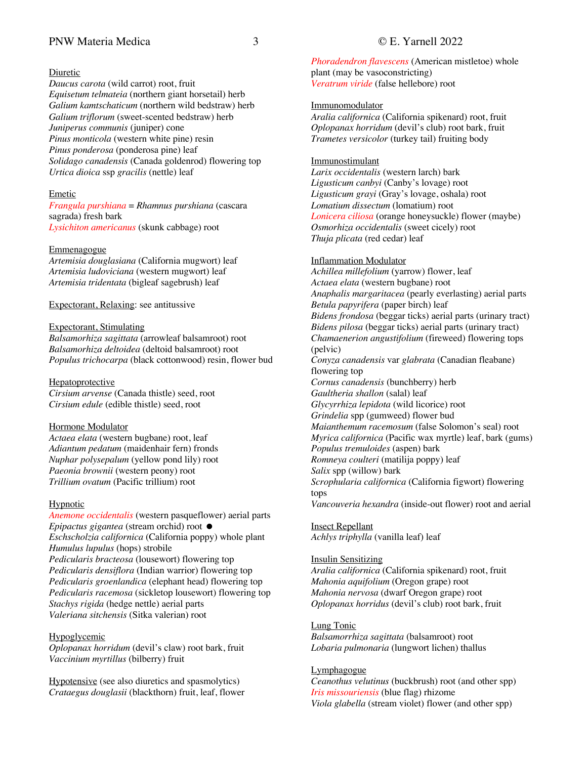Diuretic

*Daucus carota* (wild carrot) root, fruit
*Equisetum telmateia* (northern giant horsetail) herb
*Galium kamtschaticum* (northern wild bedstraw) herb
*Galium triflorum* (sweet-scented bedstraw) herb
*Juniperus communis* (juniper) cone
*Pinus monticola* (western white pine) resin
*Pinus ponderosa* (ponderosa pine) leaf
*Solidago canadensis* (Canada goldenrod) flowering top
*Urtica dioica* ssp *gracilis* (nettle) leaf

Emetic

*Frangula purshiana* = *Rhamnus purshiana* (cascara sagrada) fresh bark
*Lysichiton americanus* (skunk cabbage) root

Emmenagogue

*Artemisia douglasiana* (California mugwort) leaf
*Artemisia ludoviciana* (western mugwort) leaf
*Artemisia tridentata* (bigleaf sagebrush) leaf

Expectorant, Relaxing: see antitussive

Expectorant, Stimulating

*Balsamorhiza sagittata* (arrowleaf balsamroot) root
*Balsamorhiza deltoidea* (deltoid balsamroot) root
*Populus trichocarpa* (black cottonwood) resin, flower bud

Hepatoprotective

*Cirsium arvense* (Canada thistle) seed, root
*Cirsium edule* (edible thistle) seed, root

Hormone Modulator

*Actaea elata* (western bugbane) root, leaf
*Adiantum pedatum* (maidenhair fern) fronds
*Nuphar polysepalum* (yellow pond lily) root
*Paeonia brownii* (western peony) root
*Trillium ovatum* (Pacific trillium) root

Hypnotic

*Anemone occidentalis* (western pasqueflower) aerial parts
*Epipactus gigantea* (stream orchid) root ●
*Eschscholzia californica* (California poppy) whole plant
*Humulus lupulus* (hops) strobile
*Pedicularis bracteosa* (lousewort) flowering top
*Pedicularis densiflora* (Indian warrior) flowering top
*Pedicularis groenlandica* (elephant head) flowering top
*Pedicularis racemosa* (sickletop lousewort) flowering top
*Stachys rigida* (hedge nettle) aerial parts
*Valeriana sitchensis* (Sitka valerian) root

Hypoglycemic

*Oplopanax horridum* (devil's claw) root bark, fruit
*Vaccinium myrtillus* (bilberry) fruit

Hypotensive (see also diuretics and spasmolytics)

*Crataegus douglasii* (blackthorn) fruit, leaf, flower
*Phoradendron flavescens* (American mistletoe) whole plant (may be vasoconstricting)
*Veratrum viride* (false hellebore) root

Immunomodulator

*Aralia californica* (California spikenard) root, fruit
*Oplopanax horridum* (devil's club) root bark, fruit
*Trametes versicolor* (turkey tail) fruiting body

Immunostimulant

*Larix occidentalis* (western larch) bark
*Ligusticum canbyi* (Canby's lovage) root
*Ligusticum grayi* (Gray's lovage, oshala) root
*Lomatium dissectum* (lomatium) root
*Lonicera ciliosa* (orange honeysuckle) flower (maybe)
*Osmorhiza occidentalis* (sweet cicely) root
*Thuja plicata* (red cedar) leaf

Inflammation Modulator

*Achillea millefolium* (yarrow) flower, leaf
*Actaea elata* (western bugbane) root
*Anaphalis margaritacea* (pearly everlasting) aerial parts
*Betula papyrifera* (paper birch) leaf
*Bidens frondosa* (beggar ticks) aerial parts (urinary tract)
*Bidens pilosa* (beggar ticks) aerial parts (urinary tract)
*Chamaenerion angustifolium* (fireweed) flowering tops (pelvic)
*Conyza canadensis* var *glabrata* (Canadian fleabane) flowering top
*Cornus canadensis* (bunchberry) herb
*Gaultheria shallon* (salal) leaf
*Glycyrrhiza lepidota* (wild licorice) root
*Grindelia* spp (gumweed) flower bud
*Maianthemum racemosum* (false Solomon's seal) root
*Myrica californica* (Pacific wax myrtle) leaf, bark (gums)
*Populus tremuloides* (aspen) bark
*Romneya coulteri* (matilija poppy) leaf
*Salix* spp (willow) bark
*Scrophularia californica* (California figwort) flowering tops
*Vancouveria hexandra* (inside-out flower) root and aerial

Insect Repellant

*Achlys triphylla* (vanilla leaf) leaf

Insulin Sensitizing

*Aralia californica* (California spikenard) root, fruit
*Mahonia aquifolium* (Oregon grape) root
*Mahonia nervosa* (dwarf Oregon grape) root
*Oplopanax horridus* (devil's club) root bark, fruit

Lung Tonic

*Balsamorrhiza sagittata* (balsamroot) root
*Lobaria pulmonaria* (lungwort lichen) thallus

Lymphagogue

*Ceanothus velutinus* (buckbrush) root (and other spp)
*Iris missouriensis* (blue flag) rhizome
*Viola glabella* (stream violet) flower (and other spp)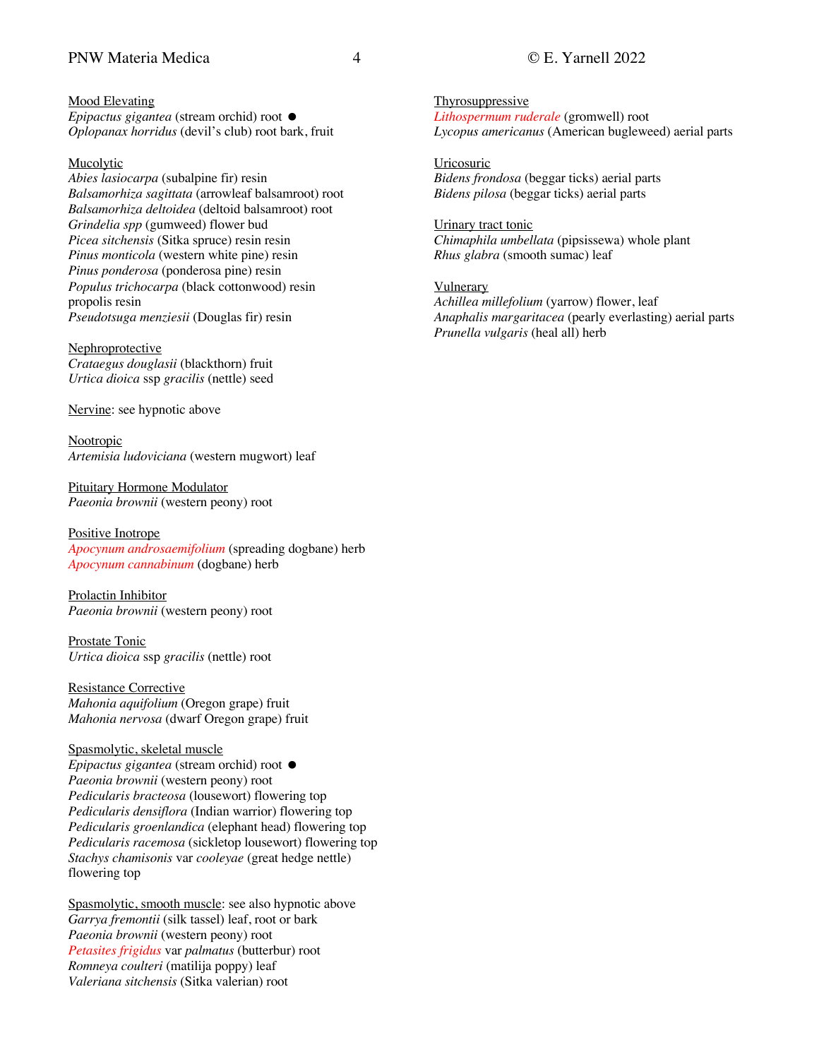Mood Elevating
*Epipactus gigantea* (stream orchid) root ●
*Oplopanax horridus* (devil's club) root bark, fruit

Mucolytic
*Abies lasiocarpa* (subalpine fir) resin
*Balsamorhiza sagittata* (arrowleaf balsamroot) root
*Balsamorhiza deltoidea* (deltoid balsamroot) root
*Grindelia spp* (gumweed) flower bud
*Picea sitchensis* (Sitka spruce) resin resin
*Pinus monticola* (western white pine) resin
*Pinus ponderosa* (ponderosa pine) resin
*Populus trichocarpa* (black cottonwood) resin
propolis resin
*Pseudotsuga menziesii* (Douglas fir) resin

Nephroprotective
*Crataegus douglasii* (blackthorn) fruit
*Urtica dioica* ssp *gracilis* (nettle) seed

Nervine: see hypnotic above

Nootropic
*Artemisia ludoviciana* (western mugwort) leaf

Pituitary Hormone Modulator
*Paeonia brownii* (western peony) root

Positive Inotrope
*Apocynum androsaemifolium* (spreading dogbane) herb
*Apocynum cannabinum* (dogbane) herb

Prolactin Inhibitor
*Paeonia brownii* (western peony) root

Prostate Tonic
*Urtica dioica* ssp *gracilis* (nettle) root

Resistance Corrective
*Mahonia aquifolium* (Oregon grape) fruit
*Mahonia nervosa* (dwarf Oregon grape) fruit

Spasmolytic, skeletal muscle
*Epipactus gigantea* (stream orchid) root ●
*Paeonia brownii* (western peony) root
*Pedicularis bracteosa* (lousewort) flowering top
*Pedicularis densiflora* (Indian warrior) flowering top
*Pedicularis groenlandica* (elephant head) flowering top
*Pedicularis racemosa* (sickletop lousewort) flowering top
*Stachys chamisonis* var *cooleyae* (great hedge nettle) flowering top

Spasmolytic, smooth muscle: see also hypnotic above
*Garrya fremontii* (silk tassel) leaf, root or bark
*Paeonia brownii* (western peony) root
*Petasites frigidus* var *palmatus* (butterbur) root
*Romneya coulteri* (matilija poppy) leaf
*Valeriana sitchensis* (Sitka valerian) root

Thyrosuppressive
*Lithospermum ruderale* (gromwell) root
*Lycopus americanus* (American bugleweed) aerial parts

Uricosuric
*Bidens frondosa* (beggar ticks) aerial parts
*Bidens pilosa* (beggar ticks) aerial parts

Urinary tract tonic
*Chimaphila umbellata* (pipsissewa) whole plant
*Rhus glabra* (smooth sumac) leaf

Vulnerary
*Achillea millefolium* (yarrow) flower, leaf
*Anaphalis margaritacea* (pearly everlasting) aerial parts
*Prunella vulgaris* (heal all) herb